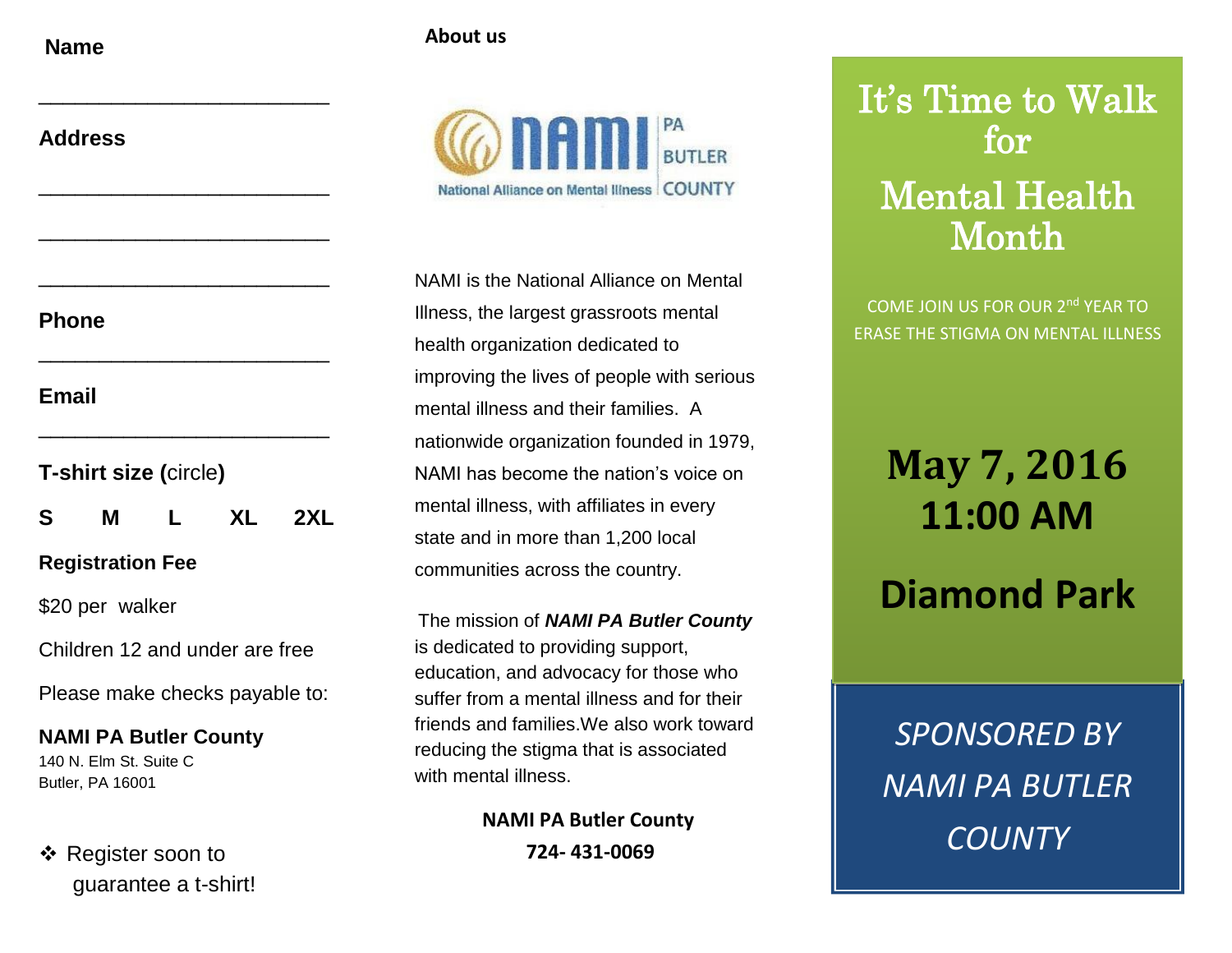**Name**

\_\_\_\_\_\_\_\_\_\_\_\_\_\_\_\_\_\_\_\_\_\_\_\_

**Address**

\_\_\_\_\_\_\_\_\_\_\_\_\_\_\_\_\_\_\_\_\_\_\_\_

\_\_\_\_\_\_\_\_\_\_\_\_\_\_\_\_\_\_\_\_\_\_\_\_

\_\_\_\_\_\_\_\_\_\_\_\_\_\_\_\_\_\_\_\_\_\_\_\_

**Phone**

\_\_\_\_\_\_\_\_\_\_\_\_\_\_\_\_\_\_\_\_\_\_\_\_

**Email**

\_\_\_\_\_\_\_\_\_\_\_\_\_\_\_\_\_\_\_\_\_\_\_\_

**T-shirt size (**circle**)**

**S M L XL 2XL**

**Registration Fee**

$20 per walker

Children 12 and under are free

Please make checks payable to:

**NAMI PA Butler County**
140 N. Elm St. Suite C
Butler, PA 16001

- Register soon to guarantee a t-shirt!

**About us**

nami PA BUTLER COUNTY
National Alliance on Mental Illness

NAMI is the National Alliance on Mental Illness, the largest grassroots mental health organization dedicated to improving the lives of people with serious mental illness and their families. A nationwide organization founded in 1979, NAMI has become the nation's voice on mental illness, with affiliates in every state and in more than 1,200 local communities across the country.

The mission of ***NAMI PA Butler County*** is dedicated to providing support, education, and advocacy for those who suffer from a mental illness and for their friends and families.We also work toward reducing the stigma that is associated with mental illness.

**NAMI PA Butler County**
**724- 431-0069**

# It's Time to Walk for Mental Health Month

COME JOIN US FOR OUR 2nd YEAR TO ERASE THE STIGMA ON MENTAL ILLNESS

## May 7, 2016
## 11:00 AM

## Diamond Park

*SPONSORED BY NAMI PA BUTLER COUNTY*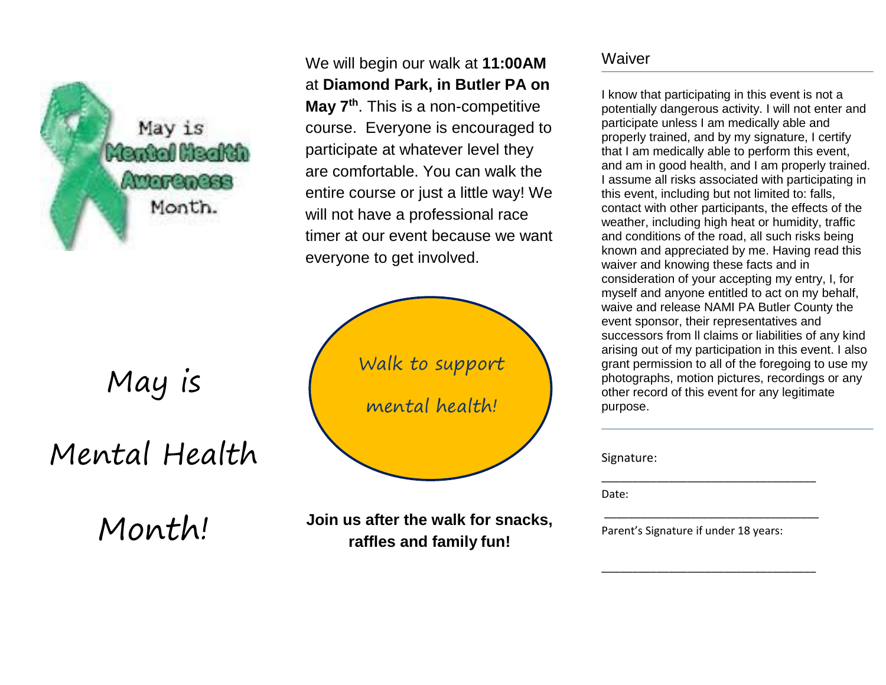May is

Mental Health

Month!

We will begin our walk at **11:00AM** at **Diamond Park, in Butler PA on May 7th**. This is a non-competitive course. Everyone is encouraged to participate at whatever level they are comfortable. You can walk the entire course or just a little way! We will not have a professional race timer at our event because we want everyone to get involved.

Walk to support

mental health!

**Join us after the walk for snacks, raffles and family fun!**

## Waiver

I know that participating in this event is not a potentially dangerous activity. I will not enter and participate unless I am medically able and properly trained, and by my signature, I certify that I am medically able to perform this event, and am in good health, and I am properly trained. I assume all risks associated with participating in this event, including but not limited to: falls, contact with other participants, the effects of the weather, including high heat or humidity, traffic and conditions of the road, all such risks being known and appreciated by me. Having read this waiver and knowing these facts and in consideration of your accepting my entry, I, for myself and anyone entitled to act on my behalf, waive and release NAMI PA Butler County the event sponsor, their representatives and successors from ll claims or liabilities of any kind arising out of my participation in this event. I also grant permission to all of the foregoing to use my photographs, motion pictures, recordings or any other record of this event for any legitimate purpose.

Signature:

___________________________________

Date:

___________________________________

Parent's Signature if under 18 years:

___________________________________